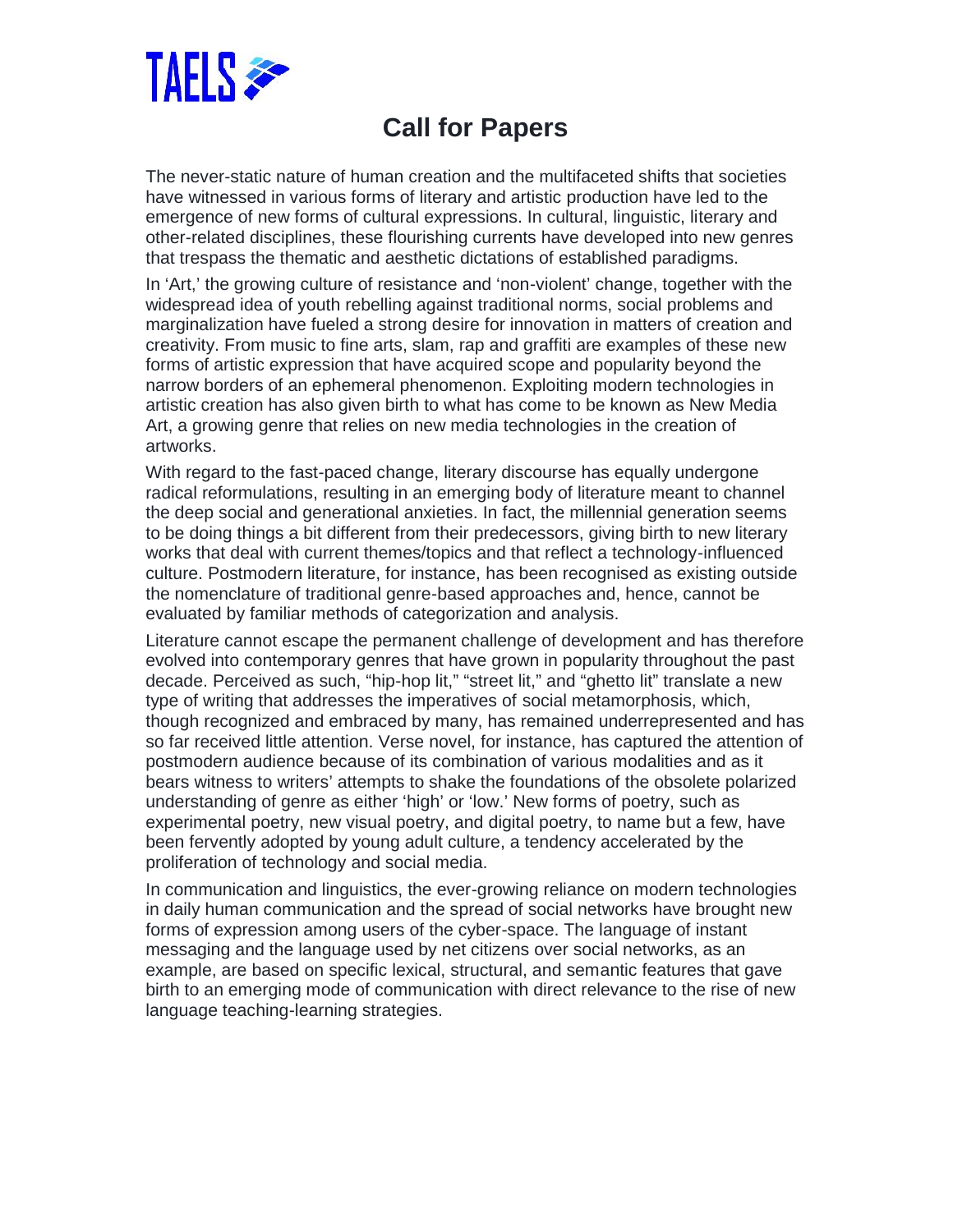TAELS

# Call for Papers

The never-static nature of human creation and the multifaceted shifts that societies have witnessed in various forms of literary and artistic production have led to the emergence of new forms of cultural expressions. In cultural, linguistic, literary and other-related disciplines, these flourishing currents have developed into new genres that trespass the thematic and aesthetic dictations of established paradigms.

In 'Art,' the growing culture of resistance and 'non-violent' change, together with the widespread idea of youth rebelling against traditional norms, social problems and marginalization have fueled a strong desire for innovation in matters of creation and creativity. From music to fine arts, slam, rap and graffiti are examples of these new forms of artistic expression that have acquired scope and popularity beyond the narrow borders of an ephemeral phenomenon. Exploiting modern technologies in artistic creation has also given birth to what has come to be known as New Media Art, a growing genre that relies on new media technologies in the creation of artworks.

With regard to the fast-paced change, literary discourse has equally undergone radical reformulations, resulting in an emerging body of literature meant to channel the deep social and generational anxieties. In fact, the millennial generation seems to be doing things a bit different from their predecessors, giving birth to new literary works that deal with current themes/topics and that reflect a technology-influenced culture. Postmodern literature, for instance, has been recognised as existing outside the nomenclature of traditional genre-based approaches and, hence, cannot be evaluated by familiar methods of categorization and analysis.

Literature cannot escape the permanent challenge of development and has therefore evolved into contemporary genres that have grown in popularity throughout the past decade. Perceived as such, "hip-hop lit," "street lit," and "ghetto lit" translate a new type of writing that addresses the imperatives of social metamorphosis, which, though recognized and embraced by many, has remained underrepresented and has so far received little attention. Verse novel, for instance, has captured the attention of postmodern audience because of its combination of various modalities and as it bears witness to writers' attempts to shake the foundations of the obsolete polarized understanding of genre as either 'high' or 'low.' New forms of poetry, such as experimental poetry, new visual poetry, and digital poetry, to name but a few, have been fervently adopted by young adult culture, a tendency accelerated by the proliferation of technology and social media.

In communication and linguistics, the ever-growing reliance on modern technologies in daily human communication and the spread of social networks have brought new forms of expression among users of the cyber-space. The language of instant messaging and the language used by net citizens over social networks, as an example, are based on specific lexical, structural, and semantic features that gave birth to an emerging mode of communication with direct relevance to the rise of new language teaching-learning strategies.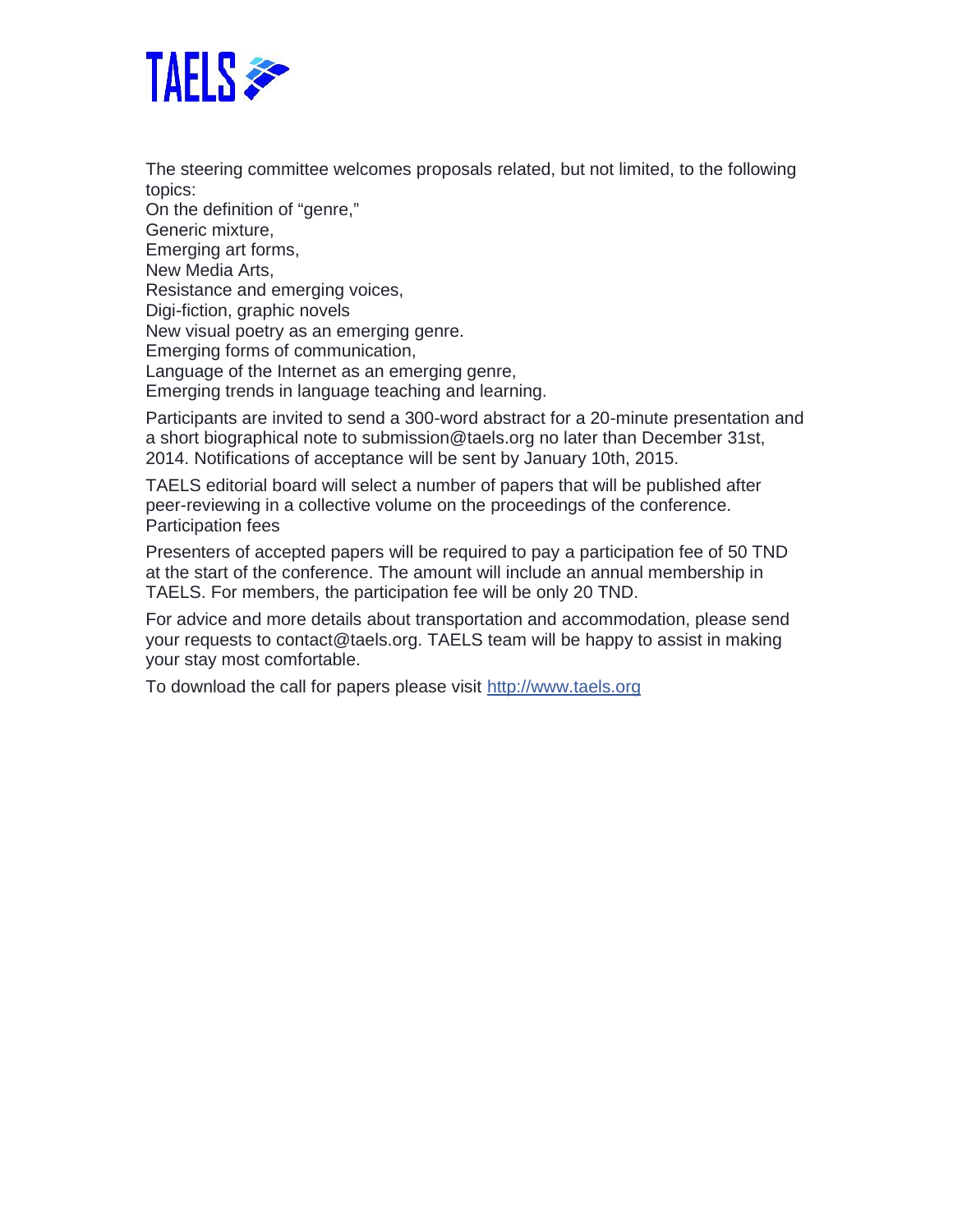The steering committee welcomes proposals related, but not limited, to the following topics:

On the definition of "genre,"

Generic mixture,

Emerging art forms,

New Media Arts,

Resistance and emerging voices,

Digi-fiction, graphic novels

New visual poetry as an emerging genre.

Emerging forms of communication,

Language of the Internet as an emerging genre,

Emerging trends in language teaching and learning.

Participants are invited to send a 300-word abstract for a 20-minute presentation and a short biographical note to submission@taels.org no later than December 31st, 2014. Notifications of acceptance will be sent by January 10th, 2015.

TAELS editorial board will select a number of papers that will be published after peer-reviewing in a collective volume on the proceedings of the conference.

Participation fees

Presenters of accepted papers will be required to pay a participation fee of 50 TND at the start of the conference. The amount will include an annual membership in TAELS. For members, the participation fee will be only 20 TND.

For advice and more details about transportation and accommodation, please send your requests to contact@taels.org. TAELS team will be happy to assist in making your stay most comfortable.

To download the call for papers please visit [http://www.taels.org](http://www.taels.org)